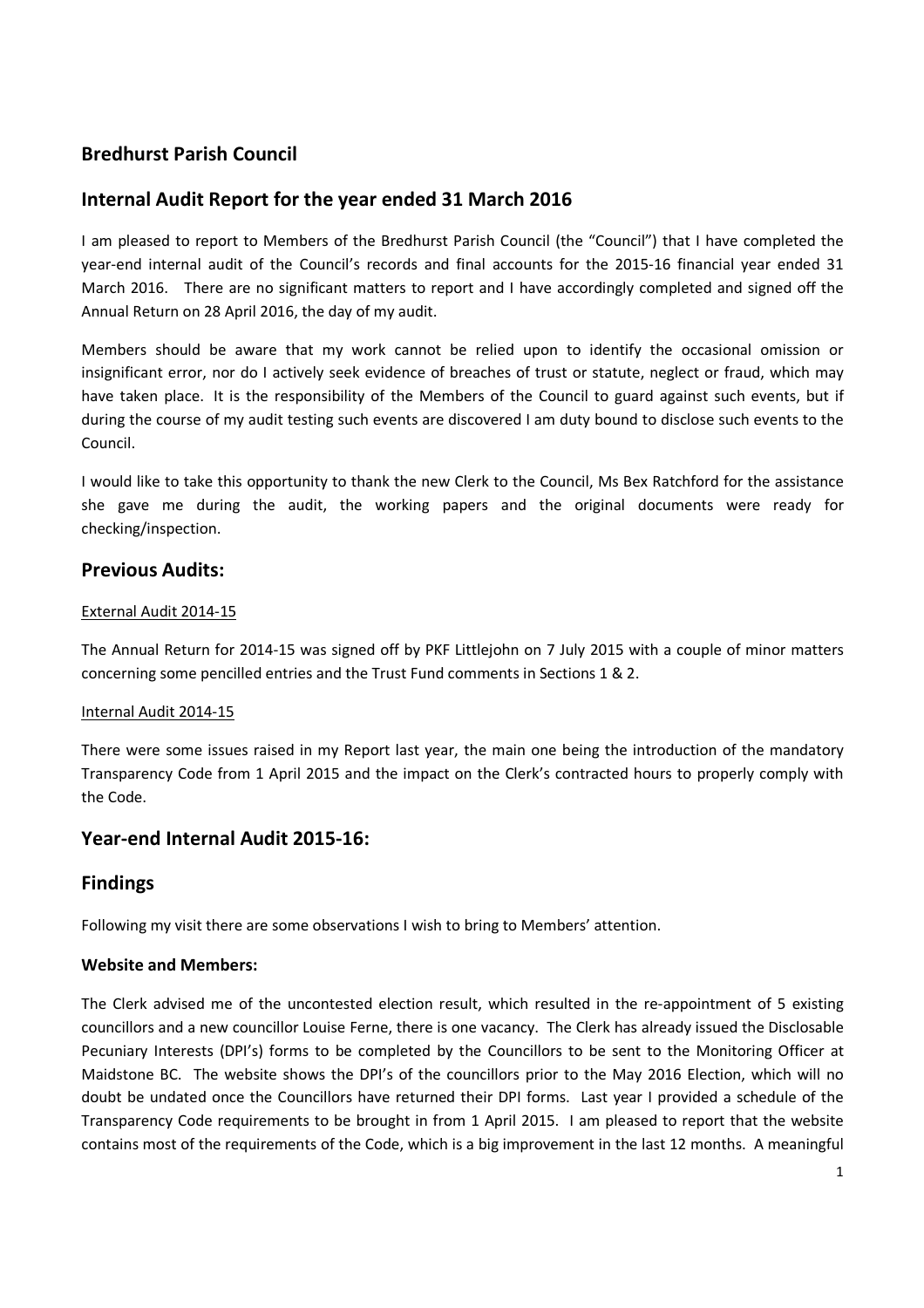## Bredhurst Parish Council

## Internal Audit Report for the year ended 31 March 2016

I am pleased to report to Members of the Bredhurst Parish Council (the "Council") that I have completed the year-end internal audit of the Council's records and final accounts for the 2015-16 financial year ended 31 March 2016. There are no significant matters to report and I have accordingly completed and signed off the Annual Return on 28 April 2016, the day of my audit.

Members should be aware that my work cannot be relied upon to identify the occasional omission or insignificant error, nor do I actively seek evidence of breaches of trust or statute, neglect or fraud, which may have taken place. It is the responsibility of the Members of the Council to guard against such events, but if during the course of my audit testing such events are discovered I am duty bound to disclose such events to the Council.

I would like to take this opportunity to thank the new Clerk to the Council, Ms Bex Ratchford for the assistance she gave me during the audit, the working papers and the original documents were ready for checking/inspection.

## Previous Audits:

<u>External Audit 2014-15</u>

The Annual Return for 2014-15 was signed off by PKF Littlejohn on 7 July 2015 with a couple of minor matters concerning some pencilled entries and the Trust Fund comments in Sections 1 & 2.

<u>Internal Audit 2014-15</u>

There were some issues raised in my Report last year, the main one being the introduction of the mandatory Transparency Code from 1 April 2015 and the impact on the Clerk's contracted hours to properly comply with the Code.

## Year-end Internal Audit 2015-16:

## Findings

Following my visit there are some observations I wish to bring to Members' attention.

### Website and Members:

The Clerk advised me of the uncontested election result, which resulted in the re-appointment of 5 existing councillors and a new councillor Louise Ferne, there is one vacancy. The Clerk has already issued the Disclosable Pecuniary Interests (DPI's) forms to be completed by the Councillors to be sent to the Monitoring Officer at Maidstone BC. The website shows the DPI's of the councillors prior to the May 2016 Election, which will no doubt be undated once the Councillors have returned their DPI forms. Last year I provided a schedule of the Transparency Code requirements to be brought in from 1 April 2015. I am pleased to report that the website contains most of the requirements of the Code, which is a big improvement in the last 12 months. A meaningful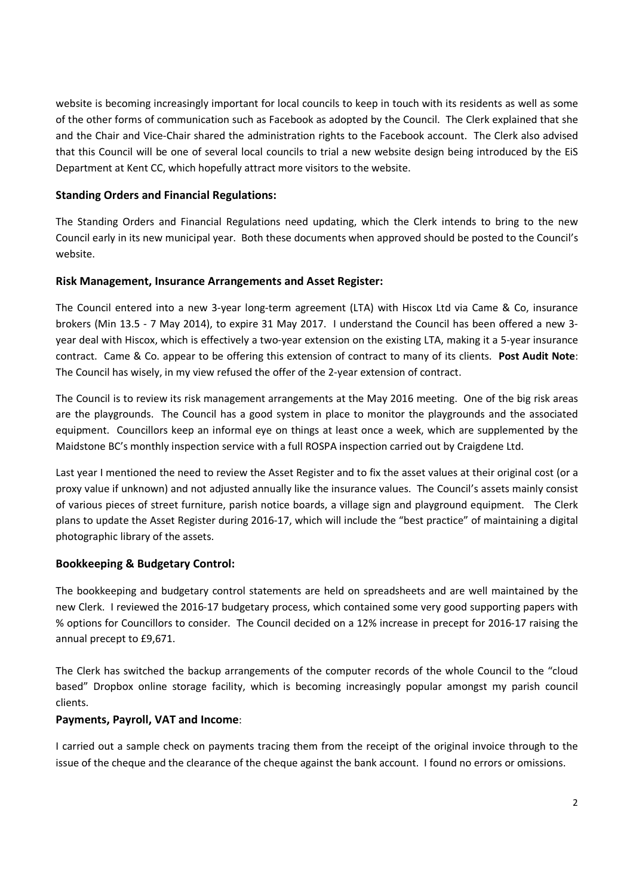website is becoming increasingly important for local councils to keep in touch with its residents as well as some of the other forms of communication such as Facebook as adopted by the Council. The Clerk explained that she and the Chair and Vice-Chair shared the administration rights to the Facebook account. The Clerk also advised that this Council will be one of several local councils to trial a new website design being introduced by the EiS Department at Kent CC, which hopefully attract more visitors to the website.

### Standing Orders and Financial Regulations:

The Standing Orders and Financial Regulations need updating, which the Clerk intends to bring to the new Council early in its new municipal year. Both these documents when approved should be posted to the Council's website.

### Risk Management, Insurance Arrangements and Asset Register:

The Council entered into a new 3-year long-term agreement (LTA) with Hiscox Ltd via Came & Co, insurance brokers (Min 13.5 - 7 May 2014), to expire 31 May 2017. I understand the Council has been offered a new 3-year deal with Hiscox, which is effectively a two-year extension on the existing LTA, making it a 5-year insurance contract. Came & Co. appear to be offering this extension of contract to many of its clients. **Post Audit Note**: The Council has wisely, in my view refused the offer of the 2-year extension of contract.

The Council is to review its risk management arrangements at the May 2016 meeting. One of the big risk areas are the playgrounds. The Council has a good system in place to monitor the playgrounds and the associated equipment. Councillors keep an informal eye on things at least once a week, which are supplemented by the Maidstone BC's monthly inspection service with a full ROSPA inspection carried out by Craigdene Ltd.

Last year I mentioned the need to review the Asset Register and to fix the asset values at their original cost (or a proxy value if unknown) and not adjusted annually like the insurance values. The Council's assets mainly consist of various pieces of street furniture, parish notice boards, a village sign and playground equipment. The Clerk plans to update the Asset Register during 2016-17, which will include the "best practice" of maintaining a digital photographic library of the assets.

### Bookkeeping & Budgetary Control:

The bookkeeping and budgetary control statements are held on spreadsheets and are well maintained by the new Clerk. I reviewed the 2016-17 budgetary process, which contained some very good supporting papers with % options for Councillors to consider. The Council decided on a 12% increase in precept for 2016-17 raising the annual precept to £9,671.

The Clerk has switched the backup arrangements of the computer records of the whole Council to the "cloud based" Dropbox online storage facility, which is becoming increasingly popular amongst my parish council clients.

### Payments, Payroll, VAT and Income:

I carried out a sample check on payments tracing them from the receipt of the original invoice through to the issue of the cheque and the clearance of the cheque against the bank account. I found no errors or omissions.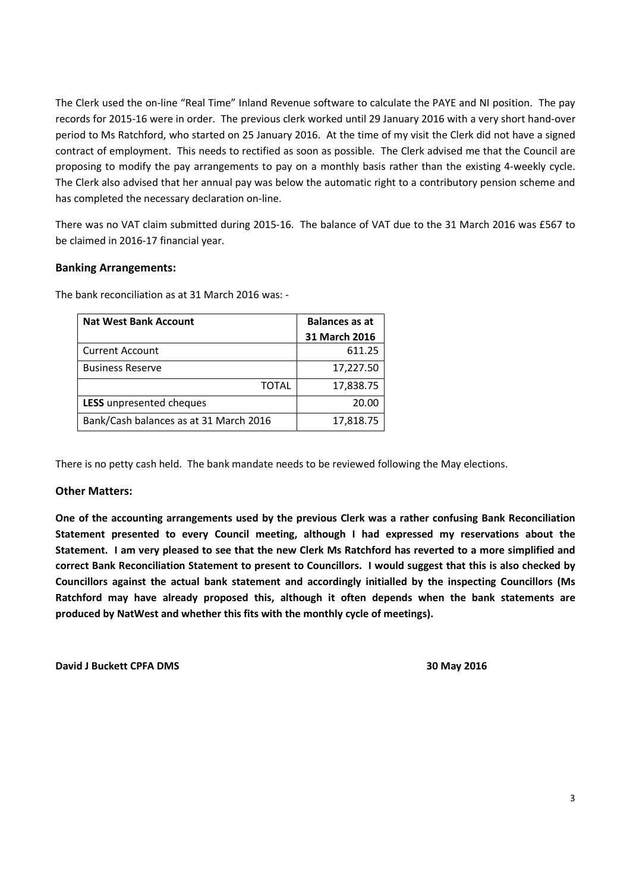The Clerk used the on-line "Real Time" Inland Revenue software to calculate the PAYE and NI position. The pay records for 2015-16 were in order. The previous clerk worked until 29 January 2016 with a very short hand-over period to Ms Ratchford, who started on 25 January 2016. At the time of my visit the Clerk did not have a signed contract of employment. This needs to rectified as soon as possible. The Clerk advised me that the Council are proposing to modify the pay arrangements to pay on a monthly basis rather than the existing 4-weekly cycle. The Clerk also advised that her annual pay was below the automatic right to a contributory pension scheme and has completed the necessary declaration on-line.

There was no VAT claim submitted during 2015-16. The balance of VAT due to the 31 March 2016 was £567 to be claimed in 2016-17 financial year.

### Banking Arrangements:

The bank reconciliation as at 31 March 2016 was: -

| **Nat West Bank Account** | **Balances as at 31 March 2016** |
|---|---|
| Current Account | 611.25 |
| Business Reserve | 17,227.50 |
| TOTAL | 17,838.75 |
| **LESS** unpresented cheques | 20.00 |
| Bank/Cash balances as at 31 March 2016 | 17,818.75 |

There is no petty cash held. The bank mandate needs to be reviewed following the May elections.

### Other Matters:

**One of the accounting arrangements used by the previous Clerk was a rather confusing Bank Reconciliation Statement presented to every Council meeting, although I had expressed my reservations about the Statement. I am very pleased to see that the new Clerk Ms Ratchford has reverted to a more simplified and correct Bank Reconciliation Statement to present to Councillors. I would suggest that this is also checked by Councillors against the actual bank statement and accordingly initialled by the inspecting Councillors (Ms Ratchford may have already proposed this, although it often depends when the bank statements are produced by NatWest and whether this fits with the monthly cycle of meetings).**

**David J Buckett CPFA DMS** **30 May 2016**